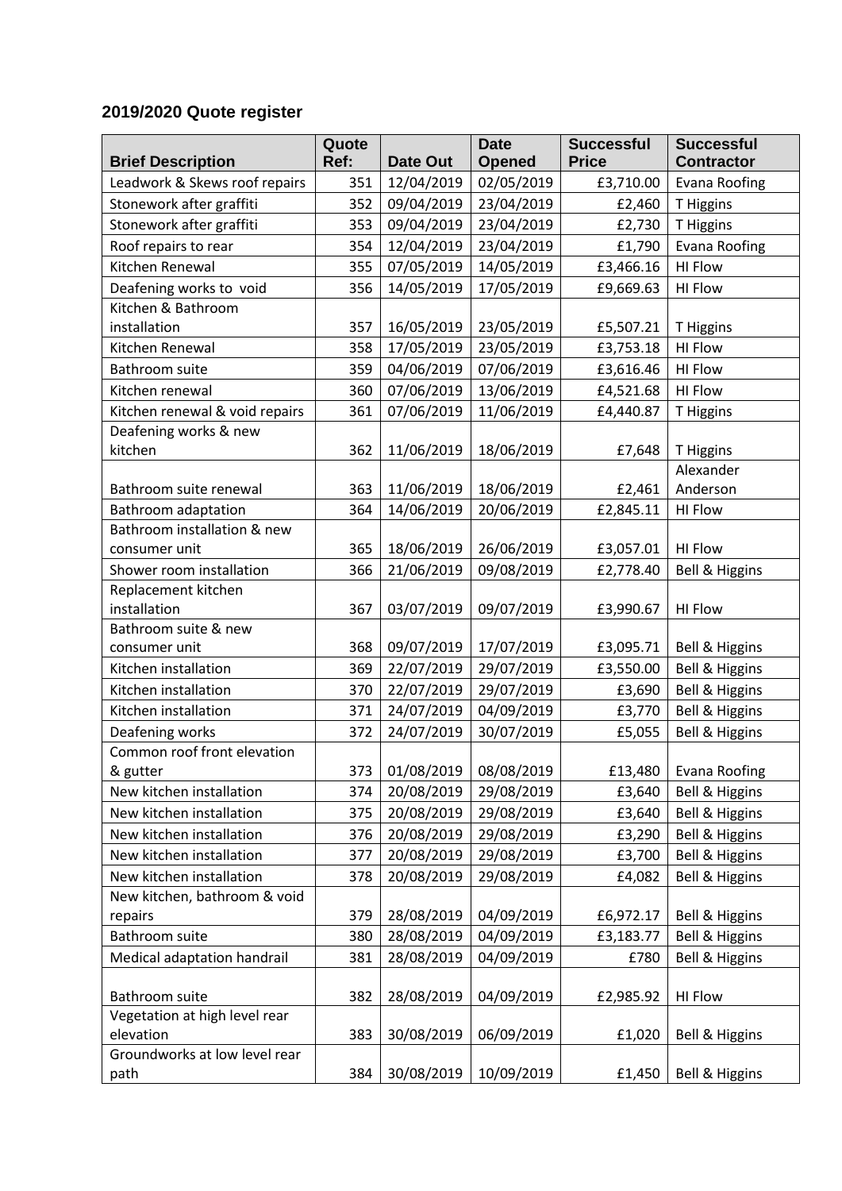## 2019/2020 Quote register

| Brief Description | Quote Ref: | Date Out | Date Opened | Successful Price | Successful Contractor |
|---|---|---|---|---|---|
| Leadwork & Skews roof repairs | 351 | 12/04/2019 | 02/05/2019 | £3,710.00 | Evana Roofing |
| Stonework after graffiti | 352 | 09/04/2019 | 23/04/2019 | £2,460 | T Higgins |
| Stonework after graffiti | 353 | 09/04/2019 | 23/04/2019 | £2,730 | T Higgins |
| Roof repairs to rear | 354 | 12/04/2019 | 23/04/2019 | £1,790 | Evana Roofing |
| Kitchen Renewal | 355 | 07/05/2019 | 14/05/2019 | £3,466.16 | HI Flow |
| Deafening works to void | 356 | 14/05/2019 | 17/05/2019 | £9,669.63 | HI Flow |
| Kitchen & Bathroom installation | 357 | 16/05/2019 | 23/05/2019 | £5,507.21 | T Higgins |
| Kitchen Renewal | 358 | 17/05/2019 | 23/05/2019 | £3,753.18 | HI Flow |
| Bathroom suite | 359 | 04/06/2019 | 07/06/2019 | £3,616.46 | HI Flow |
| Kitchen renewal | 360 | 07/06/2019 | 13/06/2019 | £4,521.68 | HI Flow |
| Kitchen renewal & void repairs | 361 | 07/06/2019 | 11/06/2019 | £4,440.87 | T Higgins |
| Deafening works & new kitchen | 362 | 11/06/2019 | 18/06/2019 | £7,648 | T Higgins |
| Bathroom suite renewal | 363 | 11/06/2019 | 18/06/2019 | £2,461 | Alexander Anderson |
| Bathroom adaptation | 364 | 14/06/2019 | 20/06/2019 | £2,845.11 | HI Flow |
| Bathroom installation & new consumer unit | 365 | 18/06/2019 | 26/06/2019 | £3,057.01 | HI Flow |
| Shower room installation | 366 | 21/06/2019 | 09/08/2019 | £2,778.40 | Bell & Higgins |
| Replacement kitchen installation | 367 | 03/07/2019 | 09/07/2019 | £3,990.67 | HI Flow |
| Bathroom suite & new consumer unit | 368 | 09/07/2019 | 17/07/2019 | £3,095.71 | Bell & Higgins |
| Kitchen installation | 369 | 22/07/2019 | 29/07/2019 | £3,550.00 | Bell & Higgins |
| Kitchen installation | 370 | 22/07/2019 | 29/07/2019 | £3,690 | Bell & Higgins |
| Kitchen installation | 371 | 24/07/2019 | 04/09/2019 | £3,770 | Bell & Higgins |
| Deafening works | 372 | 24/07/2019 | 30/07/2019 | £5,055 | Bell & Higgins |
| Common roof front elevation & gutter | 373 | 01/08/2019 | 08/08/2019 | £13,480 | Evana Roofing |
| New kitchen installation | 374 | 20/08/2019 | 29/08/2019 | £3,640 | Bell & Higgins |
| New kitchen installation | 375 | 20/08/2019 | 29/08/2019 | £3,640 | Bell & Higgins |
| New kitchen installation | 376 | 20/08/2019 | 29/08/2019 | £3,290 | Bell & Higgins |
| New kitchen installation | 377 | 20/08/2019 | 29/08/2019 | £3,700 | Bell & Higgins |
| New kitchen installation | 378 | 20/08/2019 | 29/08/2019 | £4,082 | Bell & Higgins |
| New kitchen, bathroom & void repairs | 379 | 28/08/2019 | 04/09/2019 | £6,972.17 | Bell & Higgins |
| Bathroom suite | 380 | 28/08/2019 | 04/09/2019 | £3,183.77 | Bell & Higgins |
| Medical adaptation handrail | 381 | 28/08/2019 | 04/09/2019 | £780 | Bell & Higgins |
| Bathroom suite | 382 | 28/08/2019 | 04/09/2019 | £2,985.92 | HI Flow |
| Vegetation at high level rear elevation | 383 | 30/08/2019 | 06/09/2019 | £1,020 | Bell & Higgins |
| Groundworks at low level rear path | 384 | 30/08/2019 | 10/09/2019 | £1,450 | Bell & Higgins |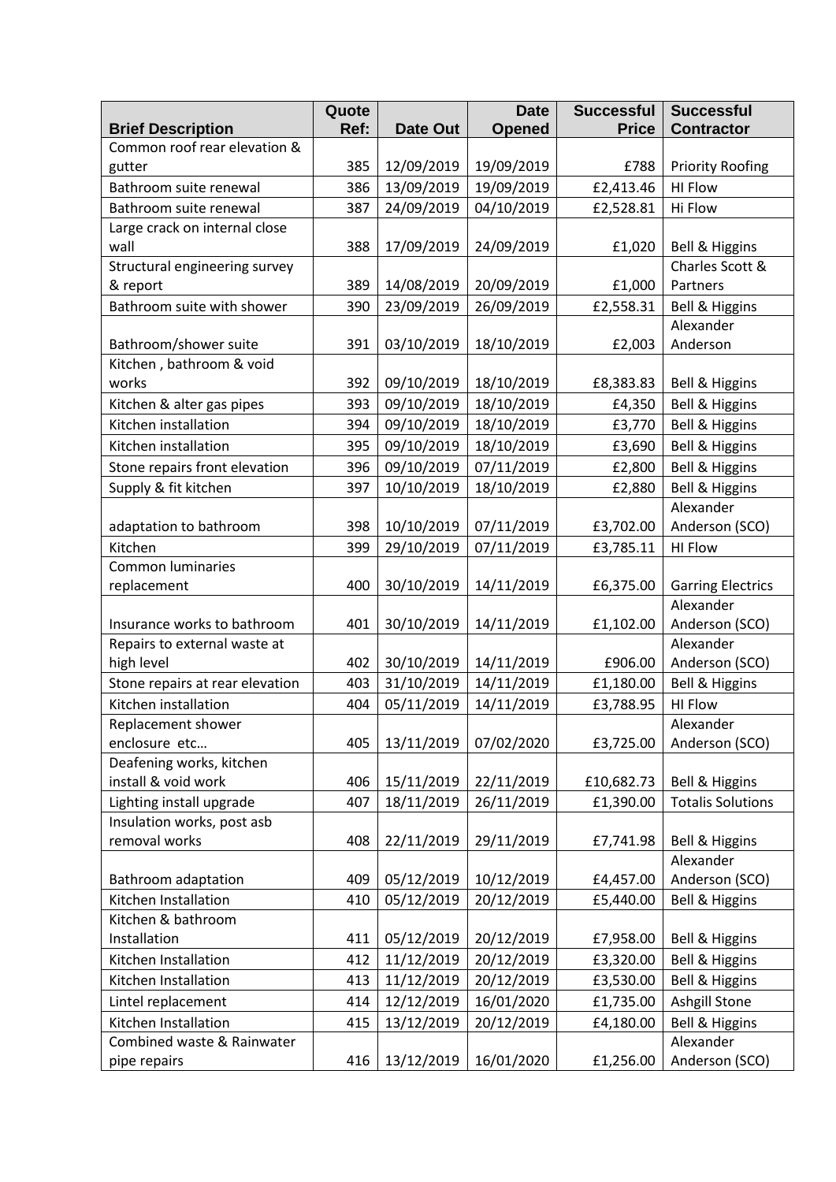| Brief Description | Quote Ref: | Date Out | Date Opened | Successful Price | Successful Contractor |
|---|---|---|---|---|---|
| Common roof rear elevation & gutter | 385 | 12/09/2019 | 19/09/2019 | £788 | Priority Roofing |
| Bathroom suite renewal | 386 | 13/09/2019 | 19/09/2019 | £2,413.46 | HI Flow |
| Bathroom suite renewal | 387 | 24/09/2019 | 04/10/2019 | £2,528.81 | Hi Flow |
| Large crack on internal close wall | 388 | 17/09/2019 | 24/09/2019 | £1,020 | Bell & Higgins |
| Structural engineering survey & report | 389 | 14/08/2019 | 20/09/2019 | £1,000 | Charles Scott & Partners |
| Bathroom suite with shower | 390 | 23/09/2019 | 26/09/2019 | £2,558.31 | Bell & Higgins |
| Bathroom/shower suite | 391 | 03/10/2019 | 18/10/2019 | £2,003 | Alexander Anderson |
| Kitchen , bathroom & void works | 392 | 09/10/2019 | 18/10/2019 | £8,383.83 | Bell & Higgins |
| Kitchen & alter gas pipes | 393 | 09/10/2019 | 18/10/2019 | £4,350 | Bell & Higgins |
| Kitchen installation | 394 | 09/10/2019 | 18/10/2019 | £3,770 | Bell & Higgins |
| Kitchen installation | 395 | 09/10/2019 | 18/10/2019 | £3,690 | Bell & Higgins |
| Stone repairs front elevation | 396 | 09/10/2019 | 07/11/2019 | £2,800 | Bell & Higgins |
| Supply & fit kitchen | 397 | 10/10/2019 | 18/10/2019 | £2,880 | Bell & Higgins |
| adaptation to bathroom | 398 | 10/10/2019 | 07/11/2019 | £3,702.00 | Alexander Anderson (SCO) |
| Kitchen | 399 | 29/10/2019 | 07/11/2019 | £3,785.11 | HI Flow |
| Common luminaries replacement | 400 | 30/10/2019 | 14/11/2019 | £6,375.00 | Garring Electrics |
| Insurance works to bathroom | 401 | 30/10/2019 | 14/11/2019 | £1,102.00 | Alexander Anderson (SCO) |
| Repairs to external waste at high level | 402 | 30/10/2019 | 14/11/2019 | £906.00 | Alexander Anderson (SCO) |
| Stone repairs at rear elevation | 403 | 31/10/2019 | 14/11/2019 | £1,180.00 | Bell & Higgins |
| Kitchen installation | 404 | 05/11/2019 | 14/11/2019 | £3,788.95 | HI Flow |
| Replacement shower enclosure etc… | 405 | 13/11/2019 | 07/02/2020 | £3,725.00 | Alexander Anderson (SCO) |
| Deafening works, kitchen install & void work | 406 | 15/11/2019 | 22/11/2019 | £10,682.73 | Bell & Higgins |
| Lighting install upgrade | 407 | 18/11/2019 | 26/11/2019 | £1,390.00 | Totalis Solutions |
| Insulation works, post asb removal works | 408 | 22/11/2019 | 29/11/2019 | £7,741.98 | Bell & Higgins |
| Bathroom adaptation | 409 | 05/12/2019 | 10/12/2019 | £4,457.00 | Alexander Anderson (SCO) |
| Kitchen Installation | 410 | 05/12/2019 | 20/12/2019 | £5,440.00 | Bell & Higgins |
| Kitchen & bathroom Installation | 411 | 05/12/2019 | 20/12/2019 | £7,958.00 | Bell & Higgins |
| Kitchen Installation | 412 | 11/12/2019 | 20/12/2019 | £3,320.00 | Bell & Higgins |
| Kitchen Installation | 413 | 11/12/2019 | 20/12/2019 | £3,530.00 | Bell & Higgins |
| Lintel replacement | 414 | 12/12/2019 | 16/01/2020 | £1,735.00 | Ashgill Stone |
| Kitchen Installation | 415 | 13/12/2019 | 20/12/2019 | £4,180.00 | Bell & Higgins |
| Combined waste & Rainwater pipe repairs | 416 | 13/12/2019 | 16/01/2020 | £1,256.00 | Alexander Anderson (SCO) |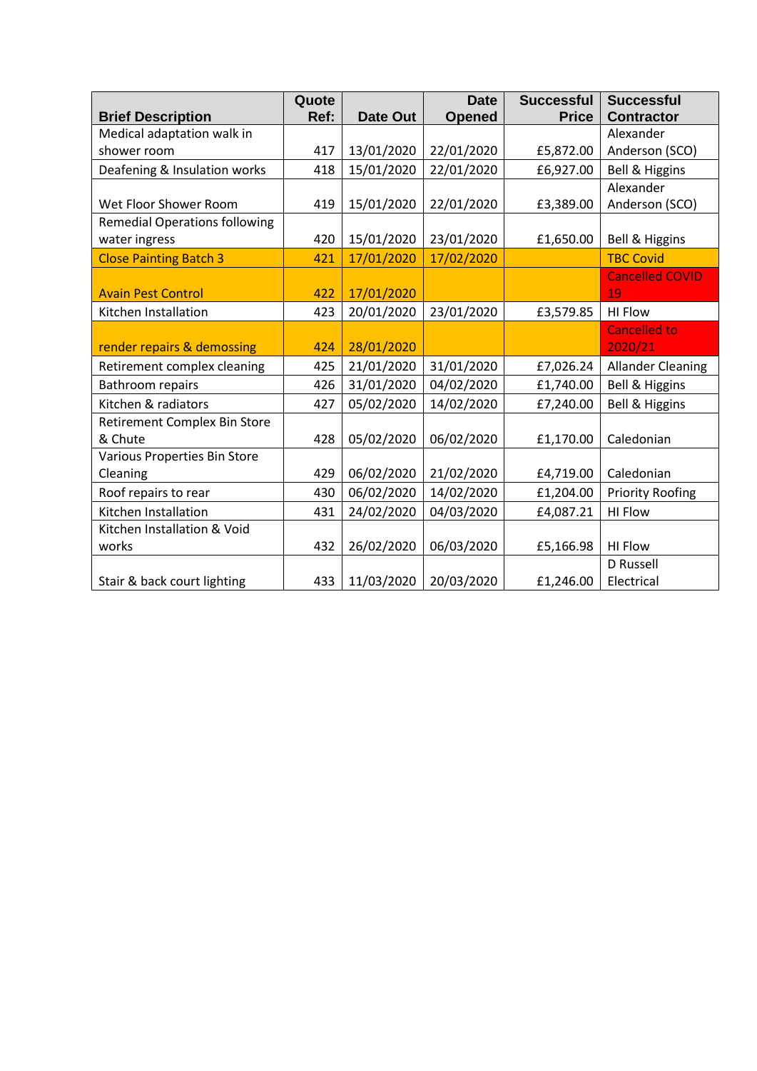| Brief Description | Quote Ref: | Date Out | Date Opened | Successful Price | Successful Contractor |
|---|---|---|---|---|---|
| Medical adaptation walk in shower room | 417 | 13/01/2020 | 22/01/2020 | £5,872.00 | Alexander Anderson (SCO) |
| Deafening & Insulation works | 418 | 15/01/2020 | 22/01/2020 | £6,927.00 | Bell & Higgins |
| Wet Floor Shower Room | 419 | 15/01/2020 | 22/01/2020 | £3,389.00 | Alexander Anderson (SCO) |
| Remedial Operations following water ingress | 420 | 15/01/2020 | 23/01/2020 | £1,650.00 | Bell & Higgins |
| Close Painting Batch 3 | 421 | 17/01/2020 | 17/02/2020 | | TBC Covid |
| Avain Pest Control | 422 | 17/01/2020 | | | Cancelled COVID 19 |
| Kitchen Installation | 423 | 20/01/2020 | 23/01/2020 | £3,579.85 | HI Flow |
| render repairs & demossing | 424 | 28/01/2020 | | | Cancelled to 2020/21 |
| Retirement complex cleaning | 425 | 21/01/2020 | 31/01/2020 | £7,026.24 | Allander Cleaning |
| Bathroom repairs | 426 | 31/01/2020 | 04/02/2020 | £1,740.00 | Bell & Higgins |
| Kitchen & radiators | 427 | 05/02/2020 | 14/02/2020 | £7,240.00 | Bell & Higgins |
| Retirement Complex Bin Store & Chute | 428 | 05/02/2020 | 06/02/2020 | £1,170.00 | Caledonian |
| Various Properties Bin Store Cleaning | 429 | 06/02/2020 | 21/02/2020 | £4,719.00 | Caledonian |
| Roof repairs to rear | 430 | 06/02/2020 | 14/02/2020 | £1,204.00 | Priority Roofing |
| Kitchen Installation | 431 | 24/02/2020 | 04/03/2020 | £4,087.21 | HI Flow |
| Kitchen Installation & Void works | 432 | 26/02/2020 | 06/03/2020 | £5,166.98 | HI Flow |
| Stair & back court lighting | 433 | 11/03/2020 | 20/03/2020 | £1,246.00 | D Russell Electrical |